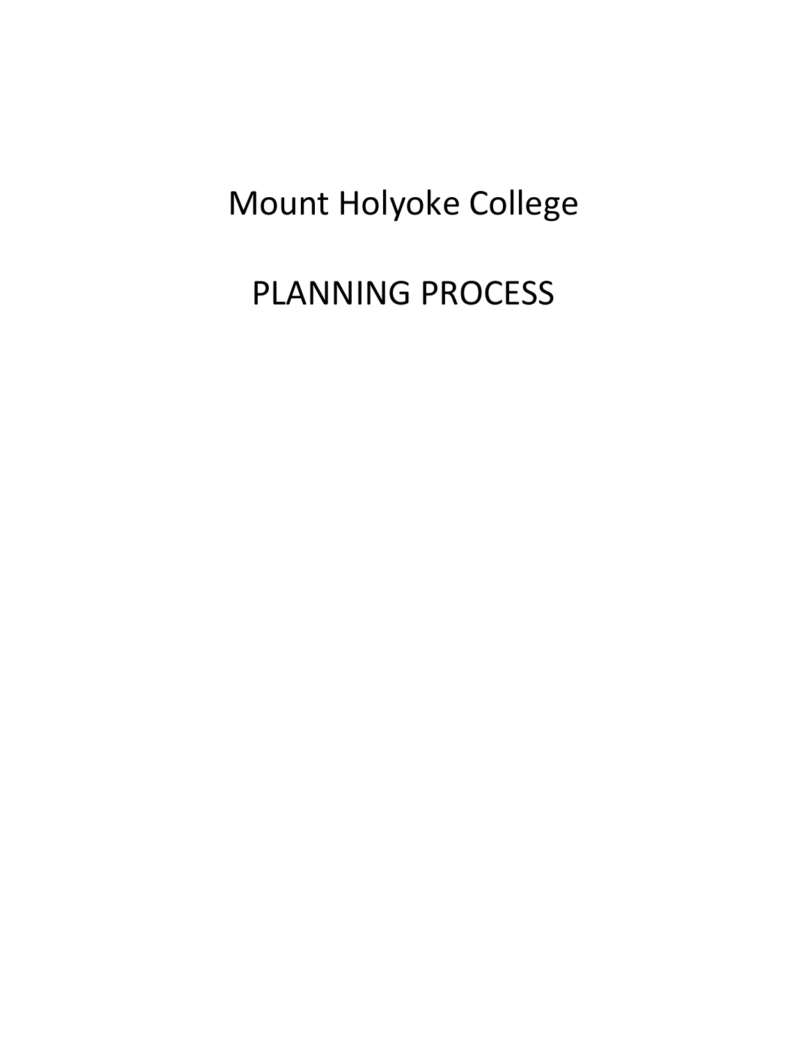# Mount Holyoke College

# PLANNING PROCESS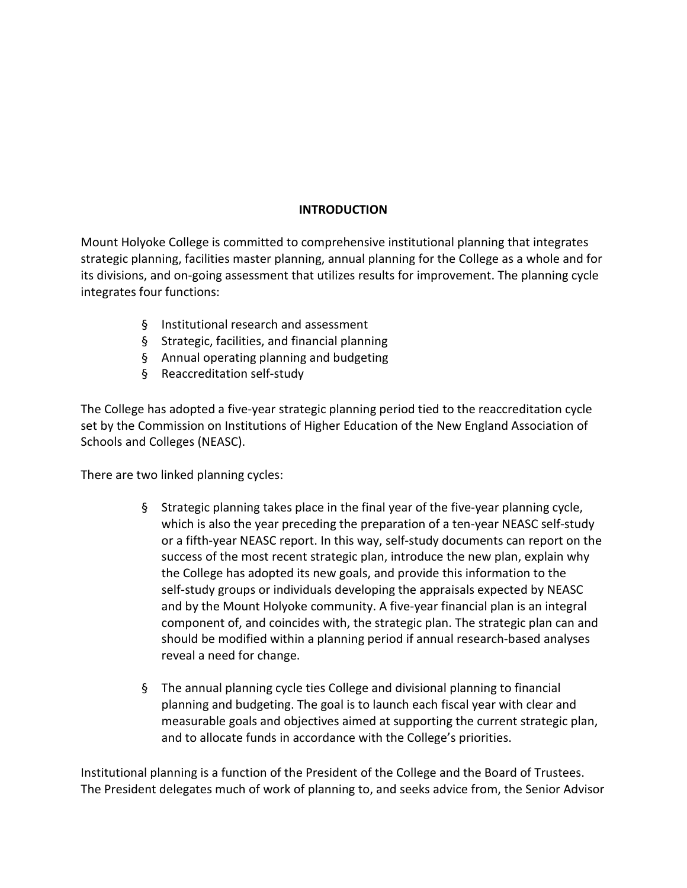## INTRODUCTION

Mount Holyoke College is committed to comprehensive institutional planning that integrates strategic planning, facilities master planning, annual planning for the College as a whole and for its divisions, and on-going assessment that utilizes results for improvement. The planning cycle integrates four functions:

- Institutional research and assessment
- Strategic, facilities, and financial planning
- Annual operating planning and budgeting
- Reaccreditation self-study

The College has adopted a five-year strategic planning period tied to the reaccreditation cycle set by the Commission on Institutions of Higher Education of the New England Association of Schools and Colleges (NEASC).

There are two linked planning cycles:

- Strategic planning takes place in the final year of the five-year planning cycle, which is also the year preceding the preparation of a ten-year NEASC self-study or a fifth-year NEASC report. In this way, self-study documents can report on the success of the most recent strategic plan, introduce the new plan, explain why the College has adopted its new goals, and provide this information to the self-study groups or individuals developing the appraisals expected by NEASC and by the Mount Holyoke community. A five-year financial plan is an integral component of, and coincides with, the strategic plan. The strategic plan can and should be modified within a planning period if annual research-based analyses reveal a need for change.

- The annual planning cycle ties College and divisional planning to financial planning and budgeting. The goal is to launch each fiscal year with clear and measurable goals and objectives aimed at supporting the current strategic plan, and to allocate funds in accordance with the College's priorities.

Institutional planning is a function of the President of the College and the Board of Trustees. The President delegates much of work of planning to, and seeks advice from, the Senior Advisor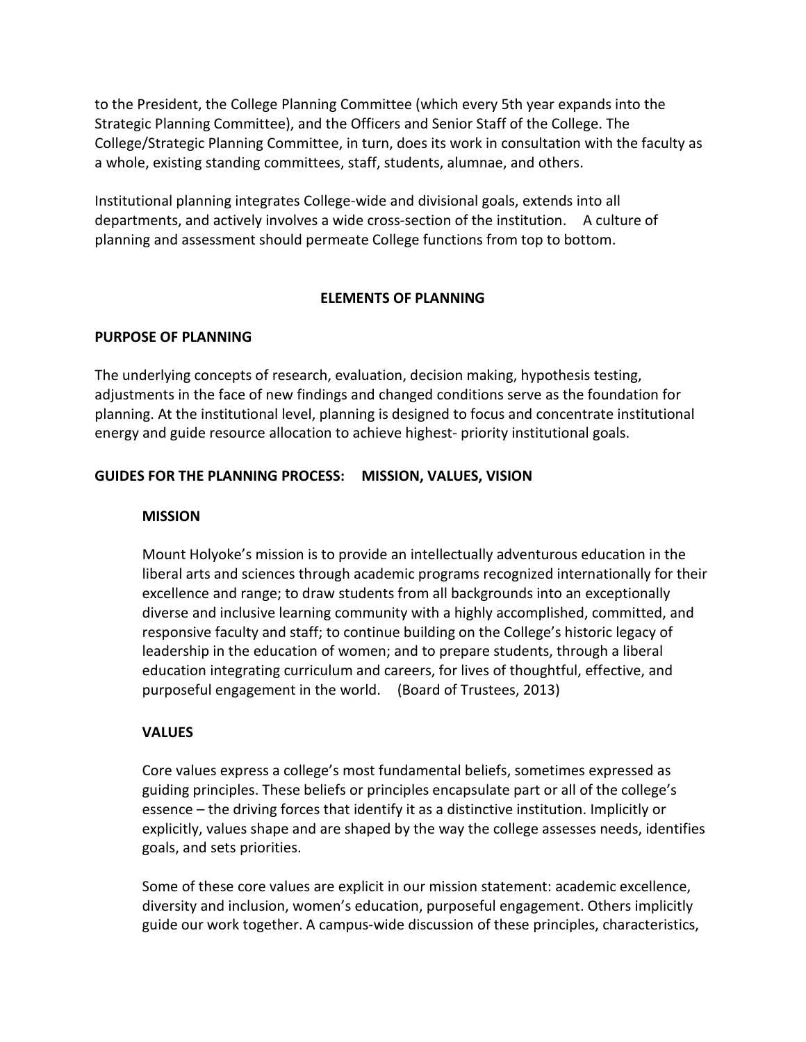to the President, the College Planning Committee (which every 5th year expands into the Strategic Planning Committee), and the Officers and Senior Staff of the College. The College/Strategic Planning Committee, in turn, does its work in consultation with the faculty as a whole, existing standing committees, staff, students, alumnae, and others.

Institutional planning integrates College-wide and divisional goals, extends into all departments, and actively involves a wide cross-section of the institution. A culture of planning and assessment should permeate College functions from top to bottom.

## ELEMENTS OF PLANNING

### PURPOSE OF PLANNING

The underlying concepts of research, evaluation, decision making, hypothesis testing, adjustments in the face of new findings and changed conditions serve as the foundation for planning. At the institutional level, planning is designed to focus and concentrate institutional energy and guide resource allocation to achieve highest- priority institutional goals.

### GUIDES FOR THE PLANNING PROCESS: MISSION, VALUES, VISION

#### MISSION

Mount Holyoke's mission is to provide an intellectually adventurous education in the liberal arts and sciences through academic programs recognized internationally for their excellence and range; to draw students from all backgrounds into an exceptionally diverse and inclusive learning community with a highly accomplished, committed, and responsive faculty and staff; to continue building on the College's historic legacy of leadership in the education of women; and to prepare students, through a liberal education integrating curriculum and careers, for lives of thoughtful, effective, and purposeful engagement in the world. (Board of Trustees, 2013)

#### VALUES

Core values express a college's most fundamental beliefs, sometimes expressed as guiding principles. These beliefs or principles encapsulate part or all of the college's essence – the driving forces that identify it as a distinctive institution. Implicitly or explicitly, values shape and are shaped by the way the college assesses needs, identifies goals, and sets priorities.

Some of these core values are explicit in our mission statement: academic excellence, diversity and inclusion, women's education, purposeful engagement. Others implicitly guide our work together. A campus-wide discussion of these principles, characteristics,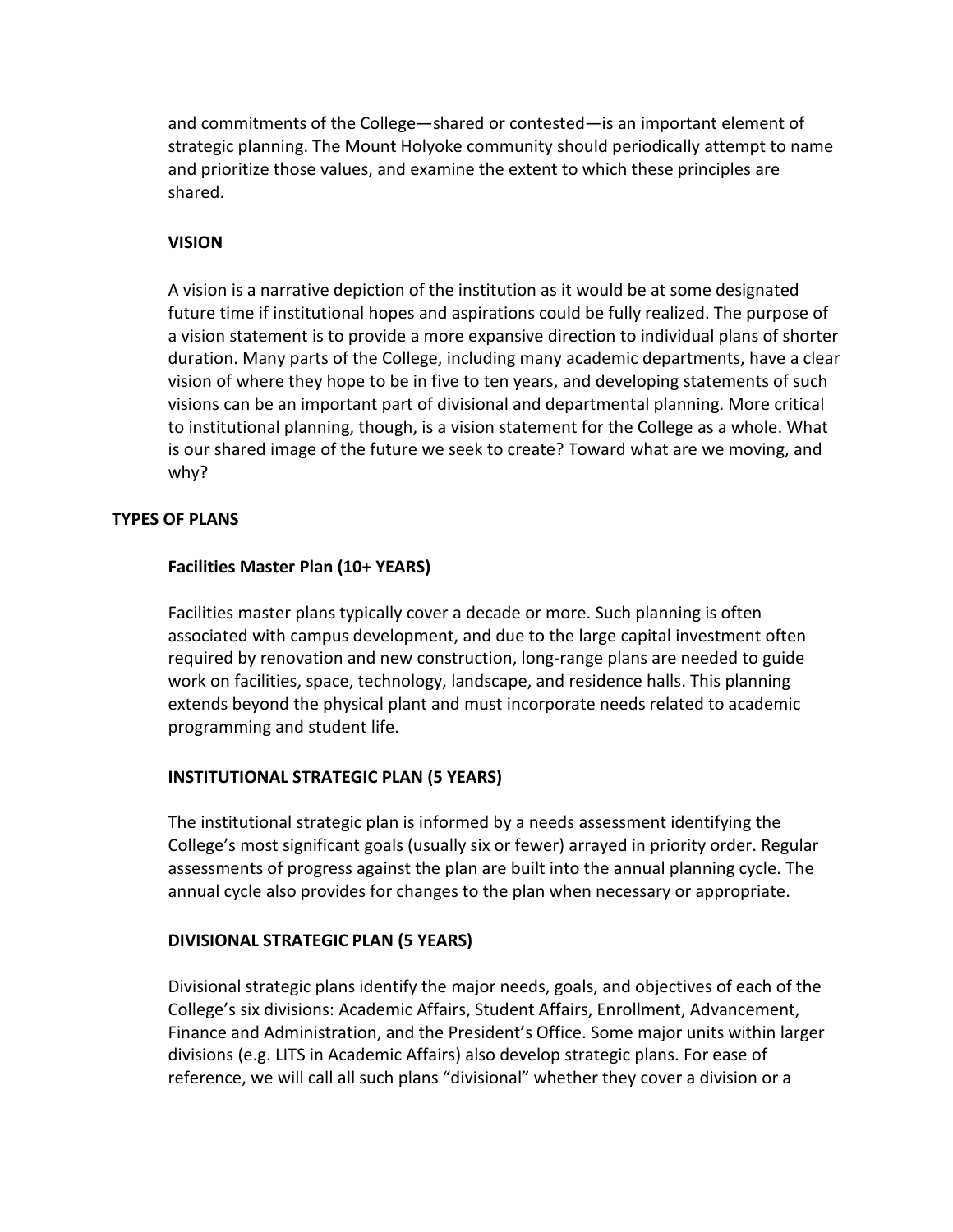and commitments of the College—shared or contested—is an important element of strategic planning. The Mount Holyoke community should periodically attempt to name and prioritize those values, and examine the extent to which these principles are shared.

### VISION

A vision is a narrative depiction of the institution as it would be at some designated future time if institutional hopes and aspirations could be fully realized. The purpose of a vision statement is to provide a more expansive direction to individual plans of shorter duration. Many parts of the College, including many academic departments, have a clear vision of where they hope to be in five to ten years, and developing statements of such visions can be an important part of divisional and departmental planning. More critical to institutional planning, though, is a vision statement for the College as a whole. What is our shared image of the future we seek to create? Toward what are we moving, and why?

## TYPES OF PLANS

### Facilities Master Plan (10+ YEARS)

Facilities master plans typically cover a decade or more. Such planning is often associated with campus development, and due to the large capital investment often required by renovation and new construction, long-range plans are needed to guide work on facilities, space, technology, landscape, and residence halls. This planning extends beyond the physical plant and must incorporate needs related to academic programming and student life.

### INSTITUTIONAL STRATEGIC PLAN (5 YEARS)

The institutional strategic plan is informed by a needs assessment identifying the College's most significant goals (usually six or fewer) arrayed in priority order. Regular assessments of progress against the plan are built into the annual planning cycle. The annual cycle also provides for changes to the plan when necessary or appropriate.

### DIVISIONAL STRATEGIC PLAN (5 YEARS)

Divisional strategic plans identify the major needs, goals, and objectives of each of the College's six divisions: Academic Affairs, Student Affairs, Enrollment, Advancement, Finance and Administration, and the President's Office. Some major units within larger divisions (e.g. LITS in Academic Affairs) also develop strategic plans. For ease of reference, we will call all such plans "divisional" whether they cover a division or a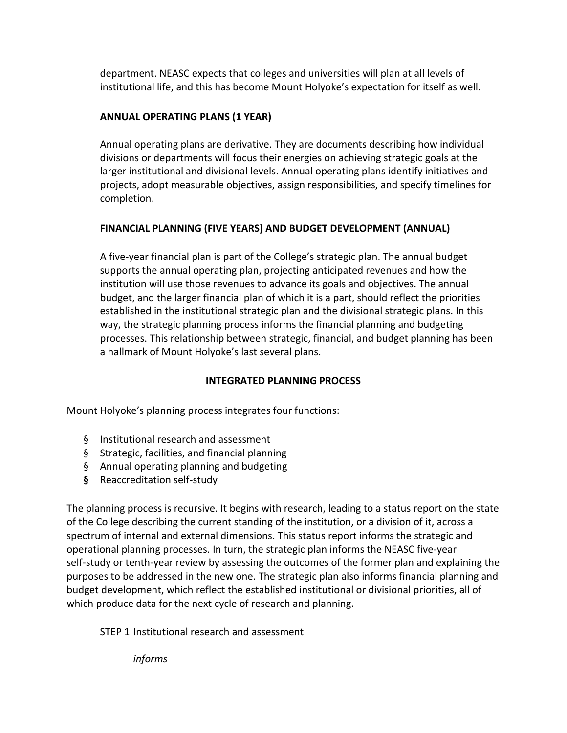department. NEASC expects that colleges and universities will plan at all levels of institutional life, and this has become Mount Holyoke's expectation for itself as well.

### ANNUAL OPERATING PLANS (1 YEAR)

Annual operating plans are derivative. They are documents describing how individual divisions or departments will focus their energies on achieving strategic goals at the larger institutional and divisional levels. Annual operating plans identify initiatives and projects, adopt measurable objectives, assign responsibilities, and specify timelines for completion.

### FINANCIAL PLANNING (FIVE YEARS) AND BUDGET DEVELOPMENT (ANNUAL)

A five-year financial plan is part of the College's strategic plan. The annual budget supports the annual operating plan, projecting anticipated revenues and how the institution will use those revenues to advance its goals and objectives. The annual budget, and the larger financial plan of which it is a part, should reflect the priorities established in the institutional strategic plan and the divisional strategic plans. In this way, the strategic planning process informs the financial planning and budgeting processes. This relationship between strategic, financial, and budget planning has been a hallmark of Mount Holyoke's last several plans.

## INTEGRATED PLANNING PROCESS

Mount Holyoke's planning process integrates four functions:

- Institutional research and assessment
- Strategic, facilities, and financial planning
- Annual operating planning and budgeting
- Reaccreditation self-study

The planning process is recursive. It begins with research, leading to a status report on the state of the College describing the current standing of the institution, or a division of it, across a spectrum of internal and external dimensions. This status report informs the strategic and operational planning processes. In turn, the strategic plan informs the NEASC five-year self-study or tenth-year review by assessing the outcomes of the former plan and explaining the purposes to be addressed in the new one. The strategic plan also informs financial planning and budget development, which reflect the established institutional or divisional priorities, all of which produce data for the next cycle of research and planning.

STEP 1 Institutional research and assessment

*informs*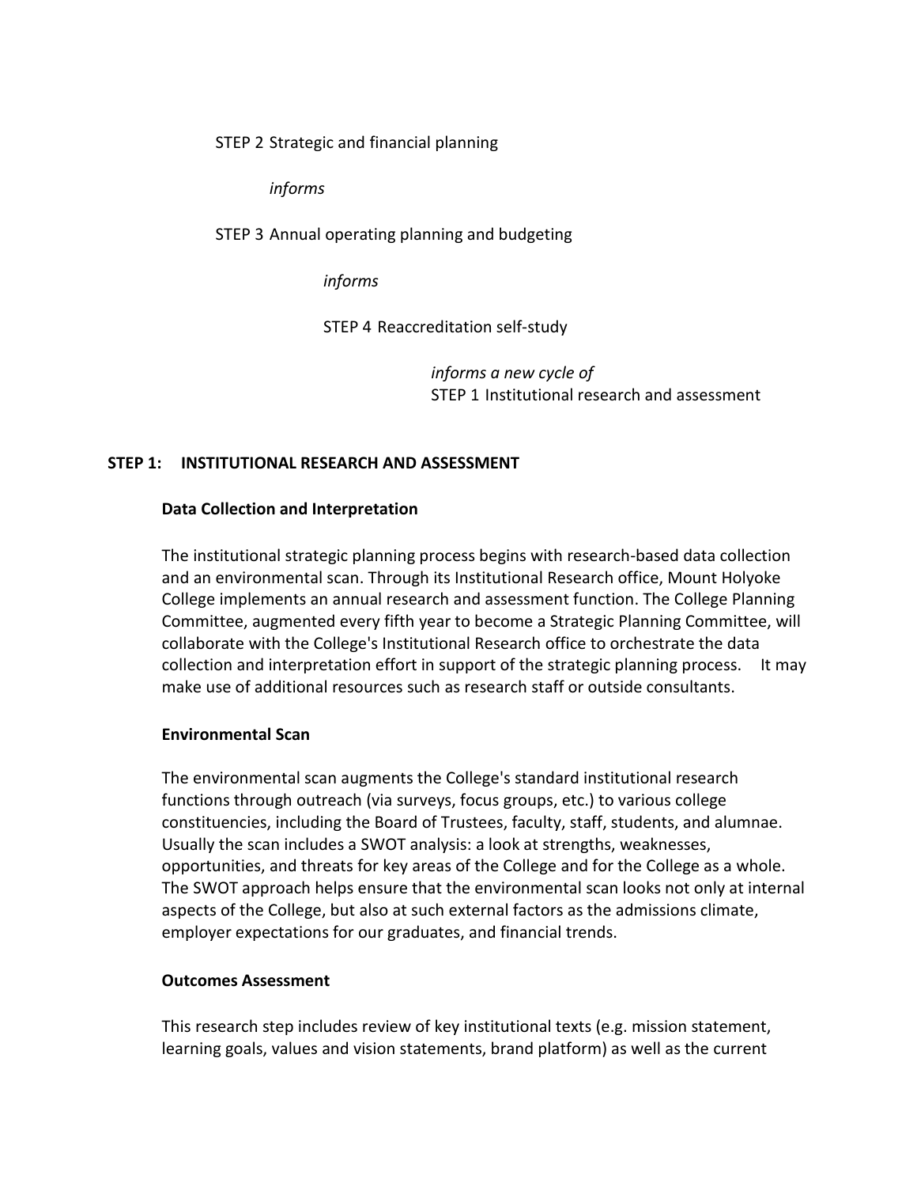STEP 2 Strategic and financial planning

*informs*

STEP 3 Annual operating planning and budgeting

*informs*

STEP 4 Reaccreditation self-study

*informs a new cycle of*
STEP 1 Institutional research and assessment

## STEP 1: INSTITUTIONAL RESEARCH AND ASSESSMENT

### Data Collection and Interpretation

The institutional strategic planning process begins with research-based data collection and an environmental scan. Through its Institutional Research office, Mount Holyoke College implements an annual research and assessment function. The College Planning Committee, augmented every fifth year to become a Strategic Planning Committee, will collaborate with the College's Institutional Research office to orchestrate the data collection and interpretation effort in support of the strategic planning process. It may make use of additional resources such as research staff or outside consultants.

### Environmental Scan

The environmental scan augments the College's standard institutional research functions through outreach (via surveys, focus groups, etc.) to various college constituencies, including the Board of Trustees, faculty, staff, students, and alumnae. Usually the scan includes a SWOT analysis: a look at strengths, weaknesses, opportunities, and threats for key areas of the College and for the College as a whole. The SWOT approach helps ensure that the environmental scan looks not only at internal aspects of the College, but also at such external factors as the admissions climate, employer expectations for our graduates, and financial trends.

### Outcomes Assessment

This research step includes review of key institutional texts (e.g. mission statement, learning goals, values and vision statements, brand platform) as well as the current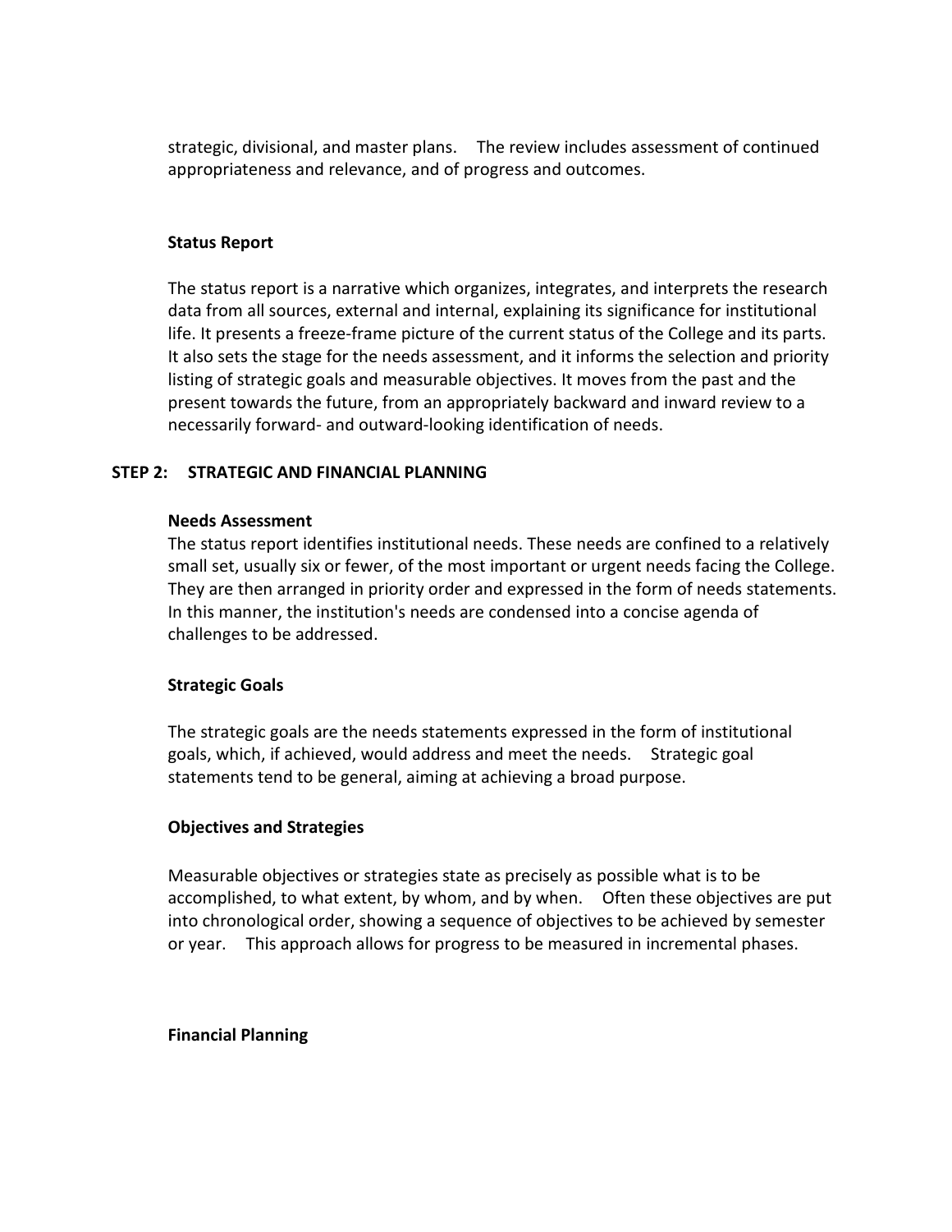strategic, divisional, and master plans. The review includes assessment of continued appropriateness and relevance, and of progress and outcomes.

### Status Report

The status report is a narrative which organizes, integrates, and interprets the research data from all sources, external and internal, explaining its significance for institutional life. It presents a freeze-frame picture of the current status of the College and its parts. It also sets the stage for the needs assessment, and it informs the selection and priority listing of strategic goals and measurable objectives. It moves from the past and the present towards the future, from an appropriately backward and inward review to a necessarily forward- and outward-looking identification of needs.

## STEP 2: STRATEGIC AND FINANCIAL PLANNING

### Needs Assessment

The status report identifies institutional needs. These needs are confined to a relatively small set, usually six or fewer, of the most important or urgent needs facing the College. They are then arranged in priority order and expressed in the form of needs statements. In this manner, the institution's needs are condensed into a concise agenda of challenges to be addressed.

### Strategic Goals

The strategic goals are the needs statements expressed in the form of institutional goals, which, if achieved, would address and meet the needs. Strategic goal statements tend to be general, aiming at achieving a broad purpose.

### Objectives and Strategies

Measurable objectives or strategies state as precisely as possible what is to be accomplished, to what extent, by whom, and by when. Often these objectives are put into chronological order, showing a sequence of objectives to be achieved by semester or year. This approach allows for progress to be measured in incremental phases.

### Financial Planning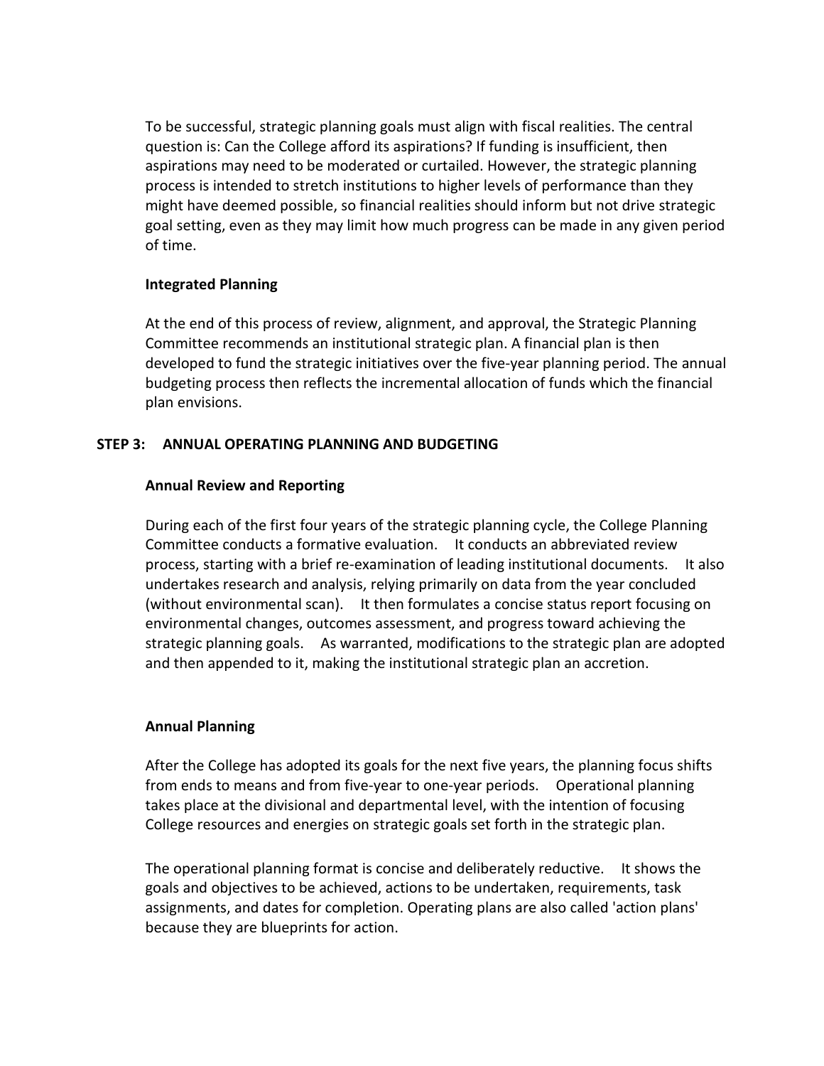To be successful, strategic planning goals must align with fiscal realities. The central question is: Can the College afford its aspirations? If funding is insufficient, then aspirations may need to be moderated or curtailed. However, the strategic planning process is intended to stretch institutions to higher levels of performance than they might have deemed possible, so financial realities should inform but not drive strategic goal setting, even as they may limit how much progress can be made in any given period of time.

### Integrated Planning

At the end of this process of review, alignment, and approval, the Strategic Planning Committee recommends an institutional strategic plan. A financial plan is then developed to fund the strategic initiatives over the five-year planning period. The annual budgeting process then reflects the incremental allocation of funds which the financial plan envisions.

## STEP 3: ANNUAL OPERATING PLANNING AND BUDGETING

### Annual Review and Reporting

During each of the first four years of the strategic planning cycle, the College Planning Committee conducts a formative evaluation. It conducts an abbreviated review process, starting with a brief re-examination of leading institutional documents. It also undertakes research and analysis, relying primarily on data from the year concluded (without environmental scan). It then formulates a concise status report focusing on environmental changes, outcomes assessment, and progress toward achieving the strategic planning goals. As warranted, modifications to the strategic plan are adopted and then appended to it, making the institutional strategic plan an accretion.

### Annual Planning

After the College has adopted its goals for the next five years, the planning focus shifts from ends to means and from five-year to one-year periods. Operational planning takes place at the divisional and departmental level, with the intention of focusing College resources and energies on strategic goals set forth in the strategic plan.

The operational planning format is concise and deliberately reductive. It shows the goals and objectives to be achieved, actions to be undertaken, requirements, task assignments, and dates for completion. Operating plans are also called 'action plans' because they are blueprints for action.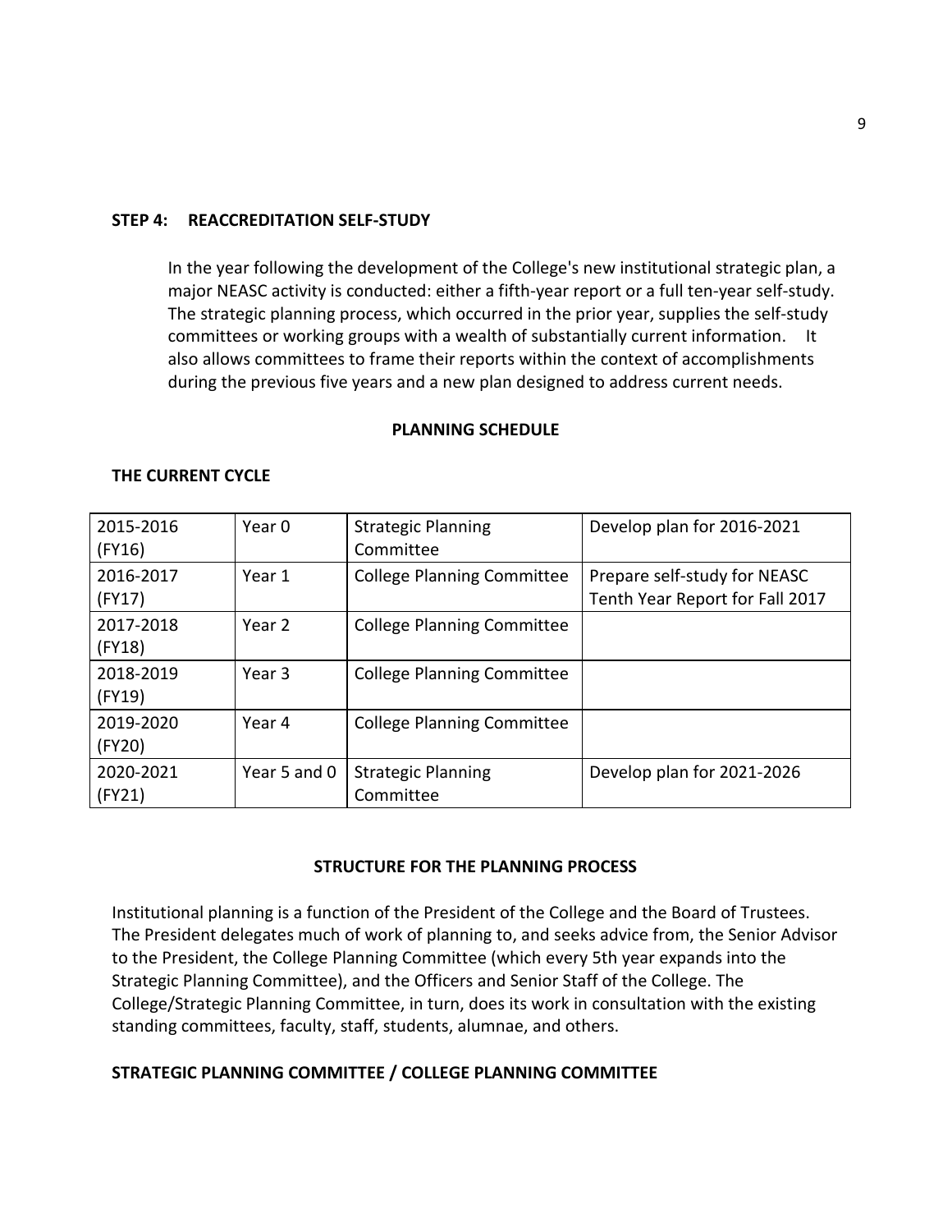**STEP 4: REACCREDITATION SELF-STUDY**

In the year following the development of the College's new institutional strategic plan, a major NEASC activity is conducted: either a fifth-year report or a full ten-year self-study. The strategic planning process, which occurred in the prior year, supplies the self-study committees or working groups with a wealth of substantially current information. It also allows committees to frame their reports within the context of accomplishments during the previous five years and a new plan designed to address current needs.

**PLANNING SCHEDULE**

**THE CURRENT CYCLE**

| | | | |
|---|---|---|---|
| 2015-2016 (FY16) | Year 0 | Strategic Planning Committee | Develop plan for 2016-2021 |
| 2016-2017 (FY17) | Year 1 | College Planning Committee | Prepare self-study for NEASC Tenth Year Report for Fall 2017 |
| 2017-2018 (FY18) | Year 2 | College Planning Committee | |
| 2018-2019 (FY19) | Year 3 | College Planning Committee | |
| 2019-2020 (FY20) | Year 4 | College Planning Committee | |
| 2020-2021 (FY21) | Year 5 and 0 | Strategic Planning Committee | Develop plan for 2021-2026 |

**STRUCTURE FOR THE PLANNING PROCESS**

Institutional planning is a function of the President of the College and the Board of Trustees. The President delegates much of work of planning to, and seeks advice from, the Senior Advisor to the President, the College Planning Committee (which every 5th year expands into the Strategic Planning Committee), and the Officers and Senior Staff of the College. The College/Strategic Planning Committee, in turn, does its work in consultation with the existing standing committees, faculty, staff, students, alumnae, and others.

**STRATEGIC PLANNING COMMITTEE / COLLEGE PLANNING COMMITTEE**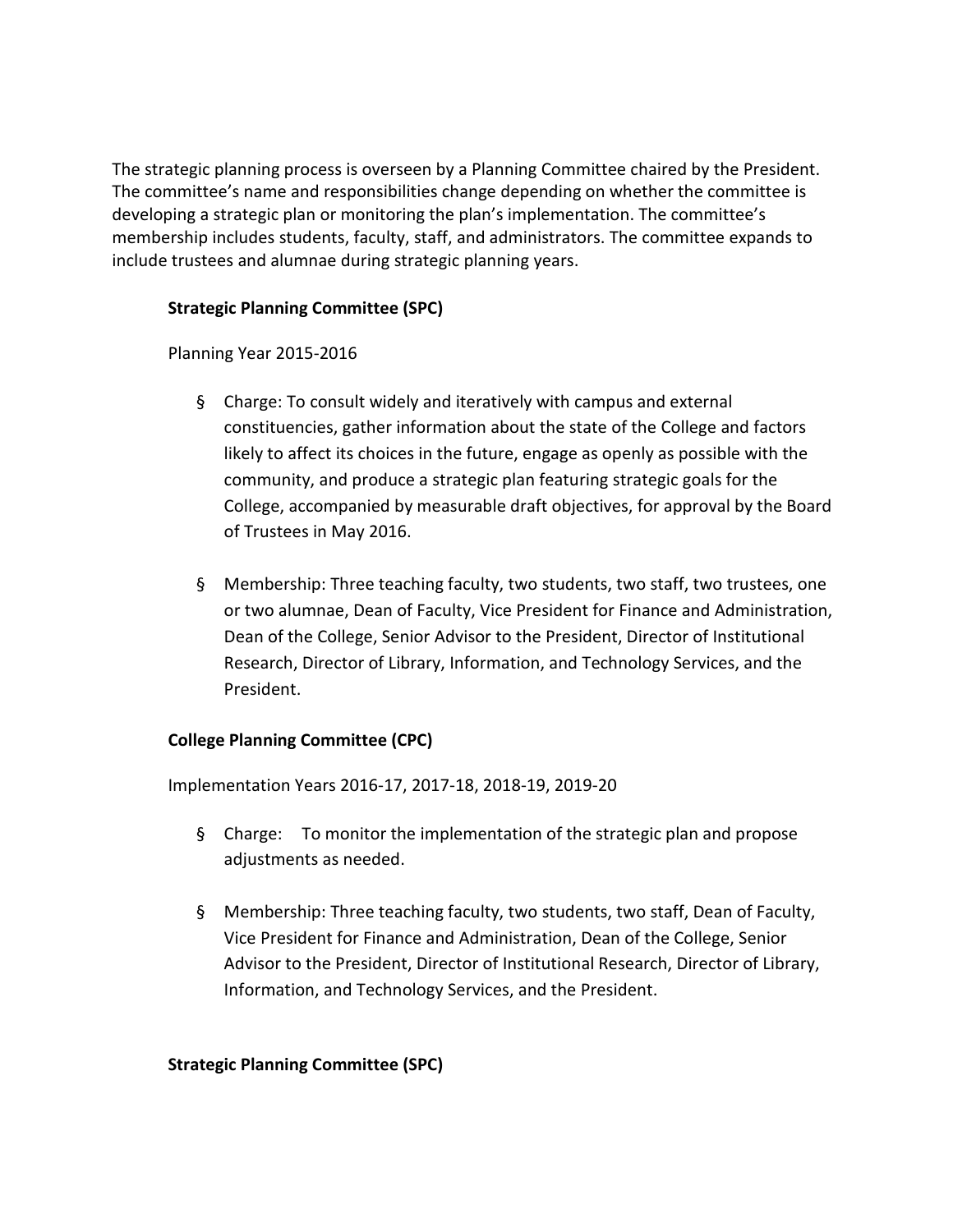The strategic planning process is overseen by a Planning Committee chaired by the President. The committee's name and responsibilities change depending on whether the committee is developing a strategic plan or monitoring the plan's implementation. The committee's membership includes students, faculty, staff, and administrators. The committee expands to include trustees and alumnae during strategic planning years.

**Strategic Planning Committee (SPC)**

Planning Year 2015-2016

- Charge: To consult widely and iteratively with campus and external constituencies, gather information about the state of the College and factors likely to affect its choices in the future, engage as openly as possible with the community, and produce a strategic plan featuring strategic goals for the College, accompanied by measurable draft objectives, for approval by the Board of Trustees in May 2016.

- Membership: Three teaching faculty, two students, two staff, two trustees, one or two alumnae, Dean of Faculty, Vice President for Finance and Administration, Dean of the College, Senior Advisor to the President, Director of Institutional Research, Director of Library, Information, and Technology Services, and the President.

**College Planning Committee (CPC)**

Implementation Years 2016-17, 2017-18, 2018-19, 2019-20

- Charge: To monitor the implementation of the strategic plan and propose adjustments as needed.

- Membership: Three teaching faculty, two students, two staff, Dean of Faculty, Vice President for Finance and Administration, Dean of the College, Senior Advisor to the President, Director of Institutional Research, Director of Library, Information, and Technology Services, and the President.

**Strategic Planning Committee (SPC)**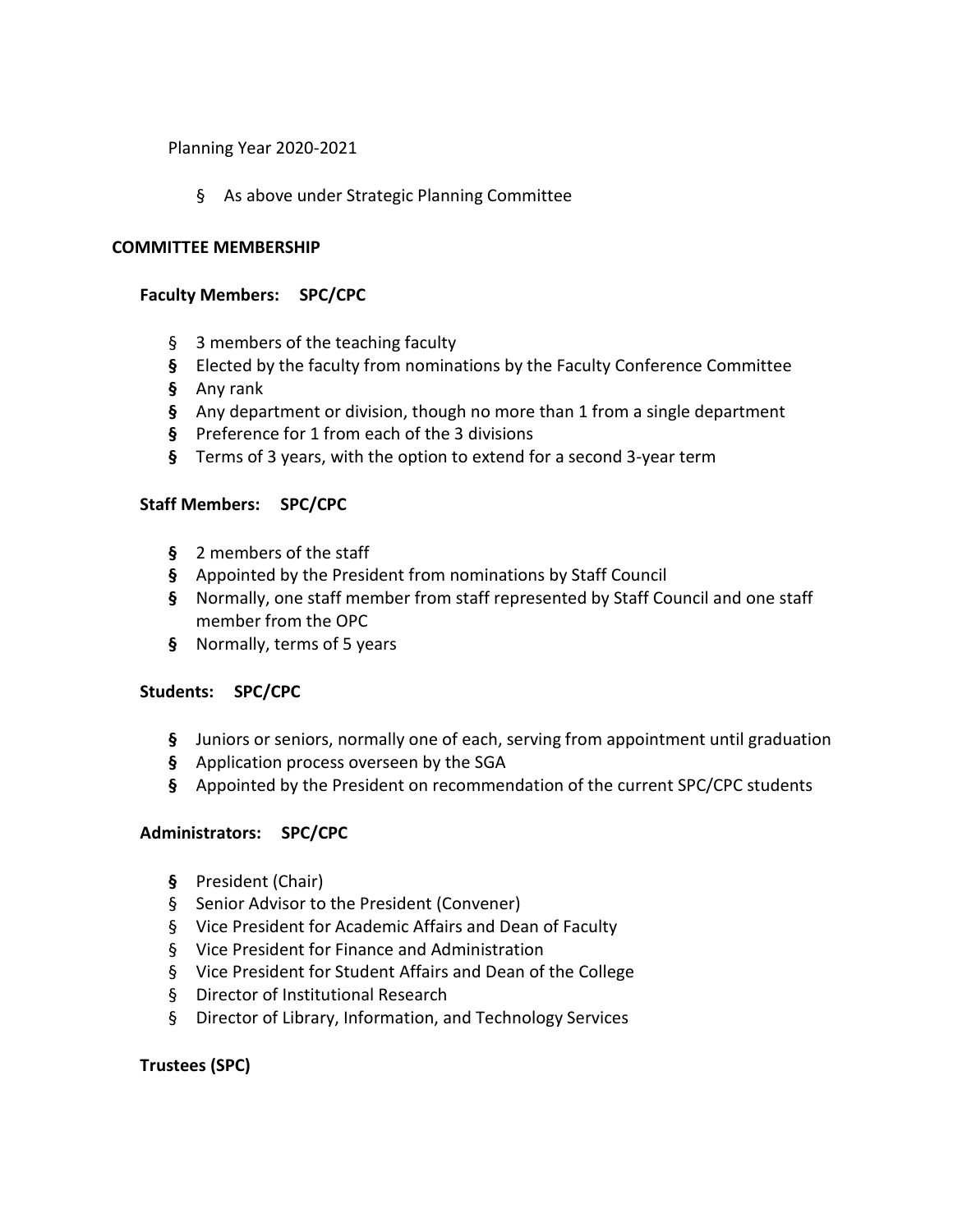Planning Year 2020-2021

- As above under Strategic Planning Committee

**COMMITTEE MEMBERSHIP**

**Faculty Members: SPC/CPC**

- 3 members of the teaching faculty
- Elected by the faculty from nominations by the Faculty Conference Committee
- Any rank
- Any department or division, though no more than 1 from a single department
- Preference for 1 from each of the 3 divisions
- Terms of 3 years, with the option to extend for a second 3-year term

**Staff Members: SPC/CPC**

- 2 members of the staff
- Appointed by the President from nominations by Staff Council
- Normally, one staff member from staff represented by Staff Council and one staff member from the OPC
- Normally, terms of 5 years

**Students: SPC/CPC**

- Juniors or seniors, normally one of each, serving from appointment until graduation
- Application process overseen by the SGA
- Appointed by the President on recommendation of the current SPC/CPC students

**Administrators: SPC/CPC**

- President (Chair)
- Senior Advisor to the President (Convener)
- Vice President for Academic Affairs and Dean of Faculty
- Vice President for Finance and Administration
- Vice President for Student Affairs and Dean of the College
- Director of Institutional Research
- Director of Library, Information, and Technology Services

**Trustees (SPC)**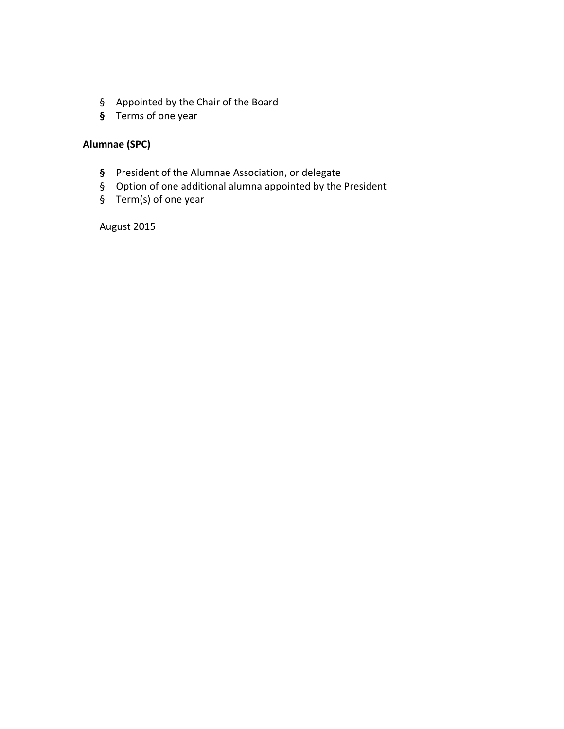- Appointed by the Chair of the Board
- Terms of one year

**Alumnae (SPC)**

- President of the Alumnae Association, or delegate
- Option of one additional alumna appointed by the President
- Term(s) of one year

August 2015